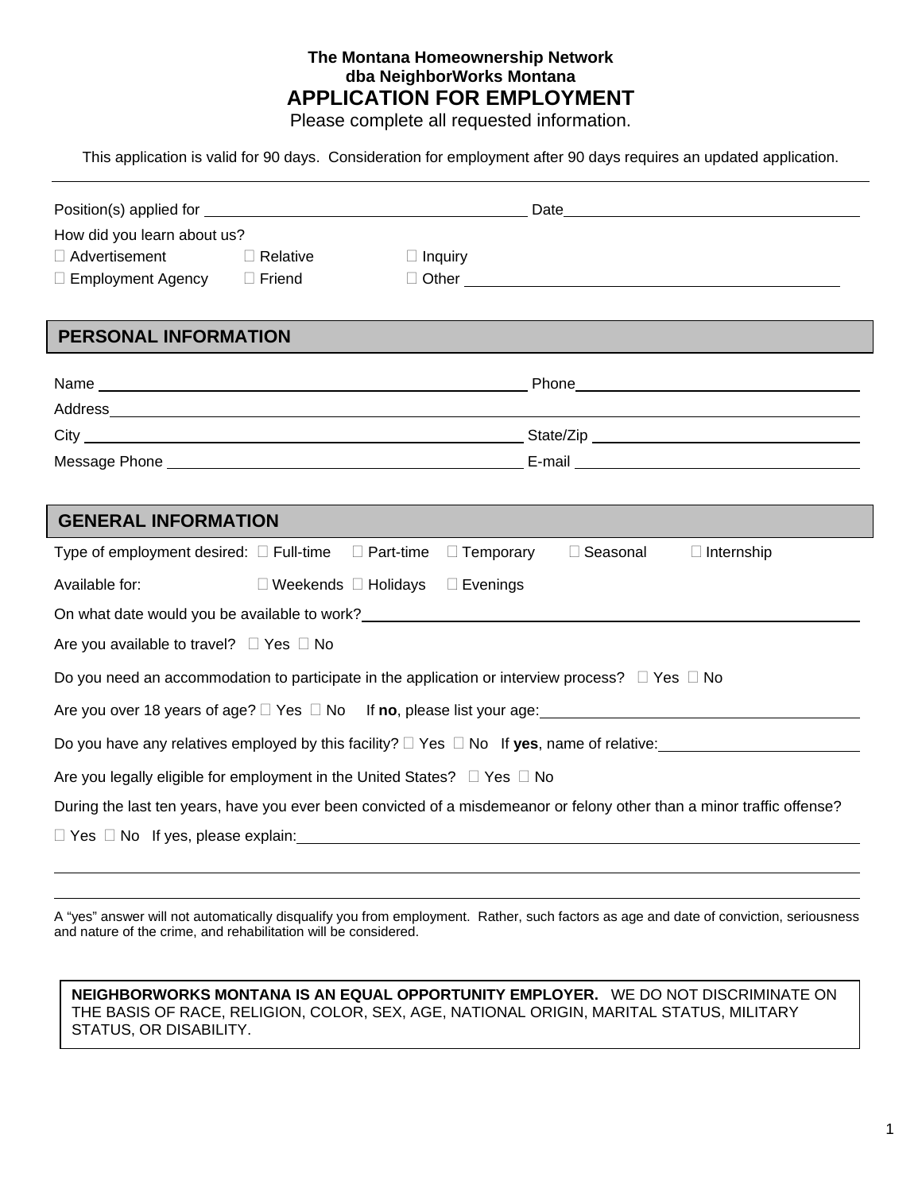**The Montana Homeownership Network**
**dba NeighborWorks Montana**

# APPLICATION FOR EMPLOYMENT

Please complete all requested information.

This application is valid for 90 days. Consideration for employment after 90 days requires an updated application.

---

Position(s) applied for ______________________ Date ______________________

How did you learn about us?

☐ Advertisement ☐ Relative ☐ Inquiry

☐ Employment Agency ☐ Friend ☐ Other ______________________

## PERSONAL INFORMATION

Name ______________________ Phone ______________________

Address ______________________

City ______________________ State/Zip ______________________

Message Phone ______________________ E-mail ______________________

## GENERAL INFORMATION

Type of employment desired: ☐ Full-time ☐ Part-time ☐ Temporary ☐ Seasonal ☐ Internship

Available for: ☐ Weekends ☐ Holidays ☐ Evenings

On what date would you be available to work? ______________________

Are you available to travel? ☐ Yes ☐ No

Do you need an accommodation to participate in the application or interview process? ☐ Yes ☐ No

Are you over 18 years of age? ☐ Yes ☐ No If **no**, please list your age: ______________________

Do you have any relatives employed by this facility? ☐ Yes ☐ No If **yes**, name of relative: ______________________

Are you legally eligible for employment in the United States? ☐ Yes ☐ No

During the last ten years, have you ever been convicted of a misdemeanor or felony other than a minor traffic offense?

☐ Yes ☐ No If yes, please explain: ______________________

______________________

______________________

A "yes" answer will not automatically disqualify you from employment. Rather, such factors as age and date of conviction, seriousness and nature of the crime, and rehabilitation will be considered.

**NEIGHBORWORKS MONTANA IS AN EQUAL OPPORTUNITY EMPLOYER.** WE DO NOT DISCRIMINATE ON THE BASIS OF RACE, RELIGION, COLOR, SEX, AGE, NATIONAL ORIGIN, MARITAL STATUS, MILITARY STATUS, OR DISABILITY.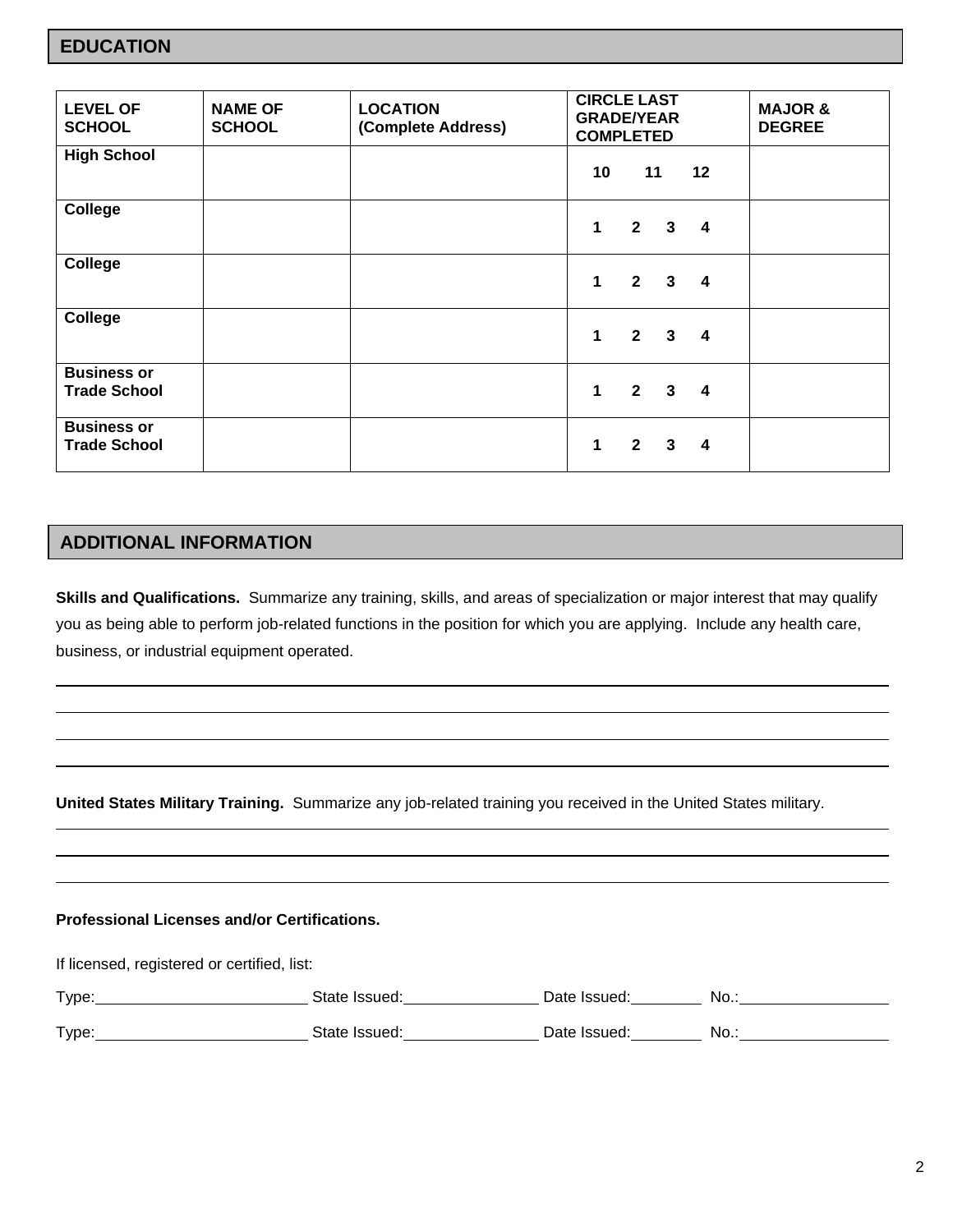## EDUCATION

| LEVEL OF SCHOOL | NAME OF SCHOOL | LOCATION (Complete Address) | CIRCLE LAST GRADE/YEAR COMPLETED | MAJOR & DEGREE |
|---|---|---|---|---|
| **High School** | | | **10 11 12** | |
| **College** | | | **1 2 3 4** | |
| **College** | | | **1 2 3 4** | |
| **College** | | | **1 2 3 4** | |
| **Business or Trade School** | | | **1 2 3 4** | |
| **Business or Trade School** | | | **1 2 3 4** | |

## ADDITIONAL INFORMATION

**Skills and Qualifications.** Summarize any training, skills, and areas of specialization or major interest that may qualify you as being able to perform job-related functions in the position for which you are applying. Include any health care, business, or industrial equipment operated.

______________________________________________________________________________

______________________________________________________________________________

______________________________________________________________________________

______________________________________________________________________________

**United States Military Training.** Summarize any job-related training you received in the United States military.

______________________________________________________________________________

______________________________________________________________________________

______________________________________________________________________________

**Professional Licenses and/or Certifications.**

If licensed, registered or certified, list:

Type:________________________ State Issued:_______________ Date Issued:________ No.:________________

Type:________________________ State Issued:_______________ Date Issued:________ No.:________________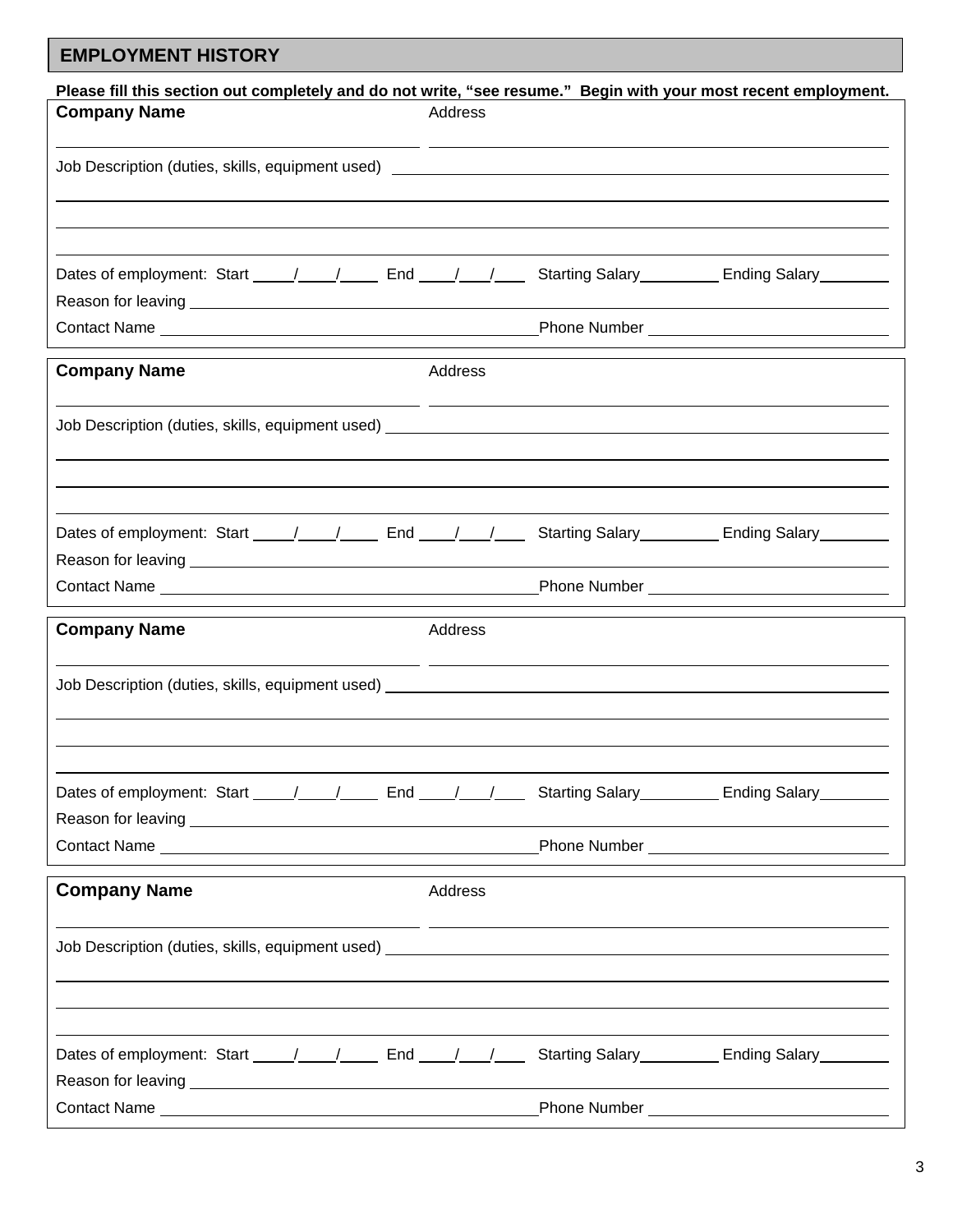## EMPLOYMENT HISTORY

**Please fill this section out completely and do not write, "see resume." Begin with your most recent employment.**

**Company Name** ______________________ Address ______________________

Job Description (duties, skills, equipment used) ______________________

______________________

______________________

______________________

Dates of employment: Start ____/____/____ End ____/____/____ Starting Salary________ Ending Salary________

Reason for leaving ______________________

Contact Name ______________________ Phone Number ______________________

---

**Company Name** ______________________ Address ______________________

Job Description (duties, skills, equipment used) ______________________

______________________

______________________

______________________

Dates of employment: Start ____/____/____ End ____/____/____ Starting Salary________ Ending Salary________

Reason for leaving ______________________

Contact Name ______________________ Phone Number ______________________

---

**Company Name** ______________________ Address ______________________

Job Description (duties, skills, equipment used) ______________________

______________________

______________________

______________________

Dates of employment: Start ____/____/____ End ____/____/____ Starting Salary________ Ending Salary________

Reason for leaving ______________________

Contact Name ______________________ Phone Number ______________________

---

**Company Name** ______________________ Address ______________________

Job Description (duties, skills, equipment used) ______________________

______________________

______________________

______________________

Dates of employment: Start ____/____/____ End ____/____/____ Starting Salary________ Ending Salary________

Reason for leaving ______________________

Contact Name ______________________ Phone Number ______________________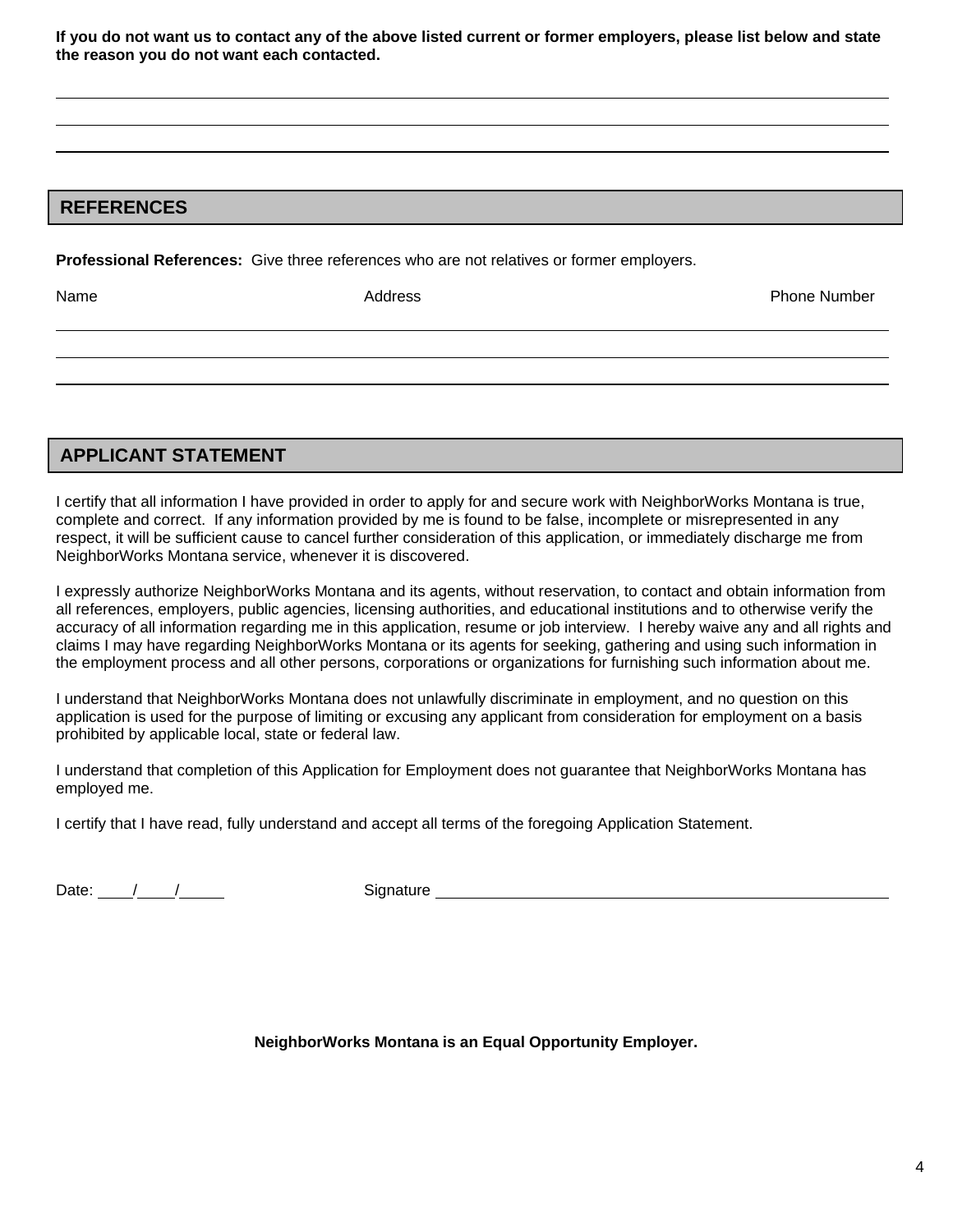**If you do not want us to contact any of the above listed current or former employers, please list below and state the reason you do not want each contacted.**

## REFERENCES

**Professional References:** Give three references who are not relatives or former employers.

| Name | Address | Phone Number |
| --- | --- | --- |
| | | |
| | | |
| | | |

## APPLICANT STATEMENT

I certify that all information I have provided in order to apply for and secure work with NeighborWorks Montana is true, complete and correct. If any information provided by me is found to be false, incomplete or misrepresented in any respect, it will be sufficient cause to cancel further consideration of this application, or immediately discharge me from NeighborWorks Montana service, whenever it is discovered.

I expressly authorize NeighborWorks Montana and its agents, without reservation, to contact and obtain information from all references, employers, public agencies, licensing authorities, and educational institutions and to otherwise verify the accuracy of all information regarding me in this application, resume or job interview. I hereby waive any and all rights and claims I may have regarding NeighborWorks Montana or its agents for seeking, gathering and using such information in the employment process and all other persons, corporations or organizations for furnishing such information about me.

I understand that NeighborWorks Montana does not unlawfully discriminate in employment, and no question on this application is used for the purpose of limiting or excusing any applicant from consideration for employment on a basis prohibited by applicable local, state or federal law.

I understand that completion of this Application for Employment does not guarantee that NeighborWorks Montana has employed me.

I certify that I have read, fully understand and accept all terms of the foregoing Application Statement.

Date: ____/____/_____ Signature ______________________________

**NeighborWorks Montana is an Equal Opportunity Employer.**